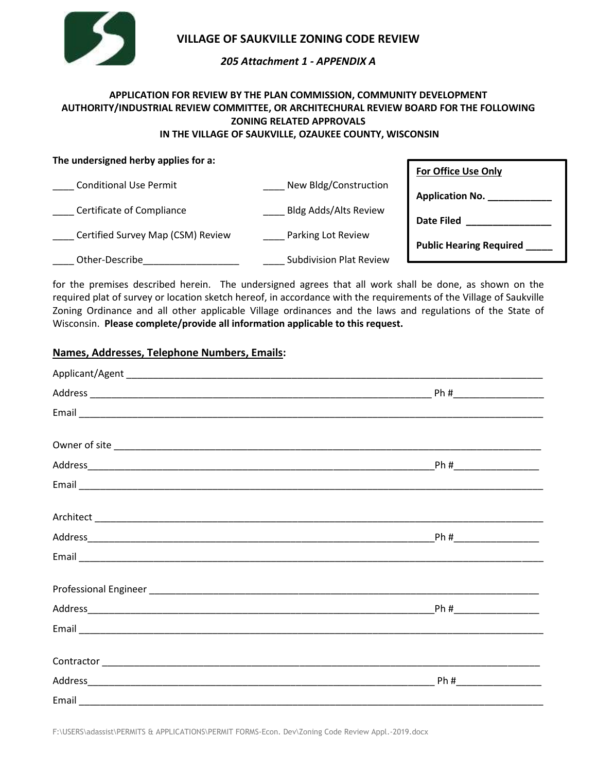# VILLAGE OF SAUKVILLE ZONING CODE REVIEW

*205 Attachment 1 - APPENDIX A*

**APPLICATION FOR REVIEW BY THE PLAN COMMISSION, COMMUNITY DEVELOPMENT AUTHORITY/INDUSTRIAL REVIEW COMMITTEE, OR ARCHITECHURAL REVIEW BOARD FOR THE FOLLOWING ZONING RELATED APPROVALS IN THE VILLAGE OF SAUKVILLE, OZAUKEE COUNTY, WISCONSIN**

**The undersigned herby applies for a:**

____ Conditional Use Permit

____ Certificate of Compliance

____ Certified Survey Map (CSM) Review

____ Other-Describe__________________

____ New Bldg/Construction

____ Bldg Adds/Alts Review

____ Parking Lot Review

____ Subdivision Plat Review

| **For Office Use Only** |
|---|
| **Application No.** ____________ |
| **Date Filed** ________________ |
| **Public Hearing Required** _____ |

for the premises described herein. The undersigned agrees that all work shall be done, as shown on the required plat of survey or location sketch hereof, in accordance with the requirements of the Village of Saukville Zoning Ordinance and all other applicable Village ordinances and the laws and regulations of the State of Wisconsin. **Please complete/provide all information applicable to this request.**

## Names, Addresses, Telephone Numbers, Emails:

Applicant/Agent ______________________________________________________________________________

Address ___________________________________________________________________ Ph #_________________

Email _____________________________________________________________________________________

Owner of site ________________________________________________________________________________

Address___________________________________________________________________Ph #________________

Email _____________________________________________________________________________________

Architect ___________________________________________________________________________________

Address___________________________________________________________________Ph #________________

Email _____________________________________________________________________________________

Professional Engineer _________________________________________________________________________

Address___________________________________________________________________Ph #________________

Email _____________________________________________________________________________________

Contractor _________________________________________________________________________________

Address___________________________________________________________________ Ph #________________

Email _____________________________________________________________________________________

F:\USERS\adassist\PERMITS & APPLICATIONS\PERMIT FORMS-Econ. Dev\Zoning Code Review Appl.-2019.docx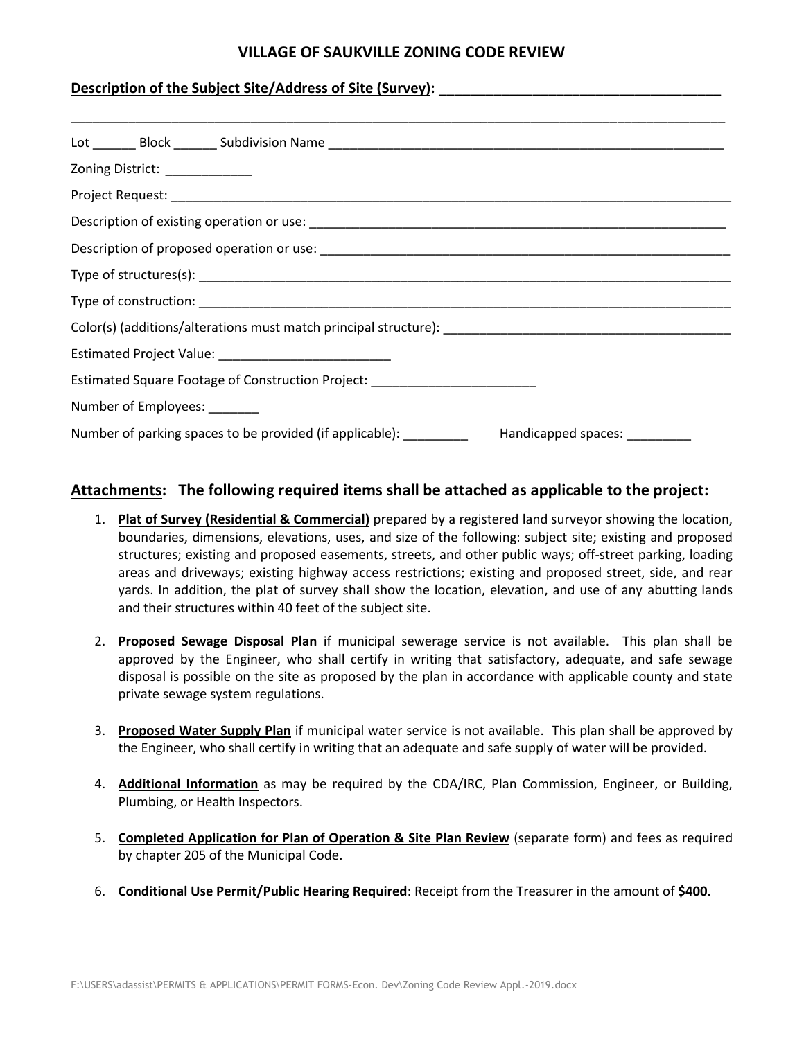# VILLAGE OF SAUKVILLE ZONING CODE REVIEW

**Description of the Subject Site/Address of Site (Survey):** ____________________________________

______________________________________________________________________________________________

Lot ______ Block ______ Subdivision Name ____________________________________________________

Zoning District: ____________

Project Request: ____________________________________________________________________________

Description of existing operation or use: ____________________________________________________

Description of proposed operation or use: ___________________________________________________

Type of structures(s): _______________________________________________________________________

Type of construction: ________________________________________________________________________

Color(s) (additions/alterations must match principal structure): ___________________________________

Estimated Project Value: ________________________

Estimated Square Footage of Construction Project: _______________________

Number of Employees: _______

Number of parking spaces to be provided (if applicable): _________ Handicapped spaces: _________

## Attachments: The following required items shall be attached as applicable to the project:

1. **Plat of Survey (Residential & Commercial)** prepared by a registered land surveyor showing the location, boundaries, dimensions, elevations, uses, and size of the following: subject site; existing and proposed structures; existing and proposed easements, streets, and other public ways; off-street parking, loading areas and driveways; existing highway access restrictions; existing and proposed street, side, and rear yards. In addition, the plat of survey shall show the location, elevation, and use of any abutting lands and their structures within 40 feet of the subject site.

2. **Proposed Sewage Disposal Plan** if municipal sewerage service is not available. This plan shall be approved by the Engineer, who shall certify in writing that satisfactory, adequate, and safe sewage disposal is possible on the site as proposed by the plan in accordance with applicable county and state private sewage system regulations.

3. **Proposed Water Supply Plan** if municipal water service is not available. This plan shall be approved by the Engineer, who shall certify in writing that an adequate and safe supply of water will be provided.

4. **Additional Information** as may be required by the CDA/IRC, Plan Commission, Engineer, or Building, Plumbing, or Health Inspectors.

5. **Completed Application for Plan of Operation & Site Plan Review** (separate form) and fees as required by chapter 205 of the Municipal Code.

6. **Conditional Use Permit/Public Hearing Required**: Receipt from the Treasurer in the amount of **$400.**

F:\USERS\adassist\PERMITS & APPLICATIONS\PERMIT FORMS-Econ. Dev\Zoning Code Review Appl.-2019.docx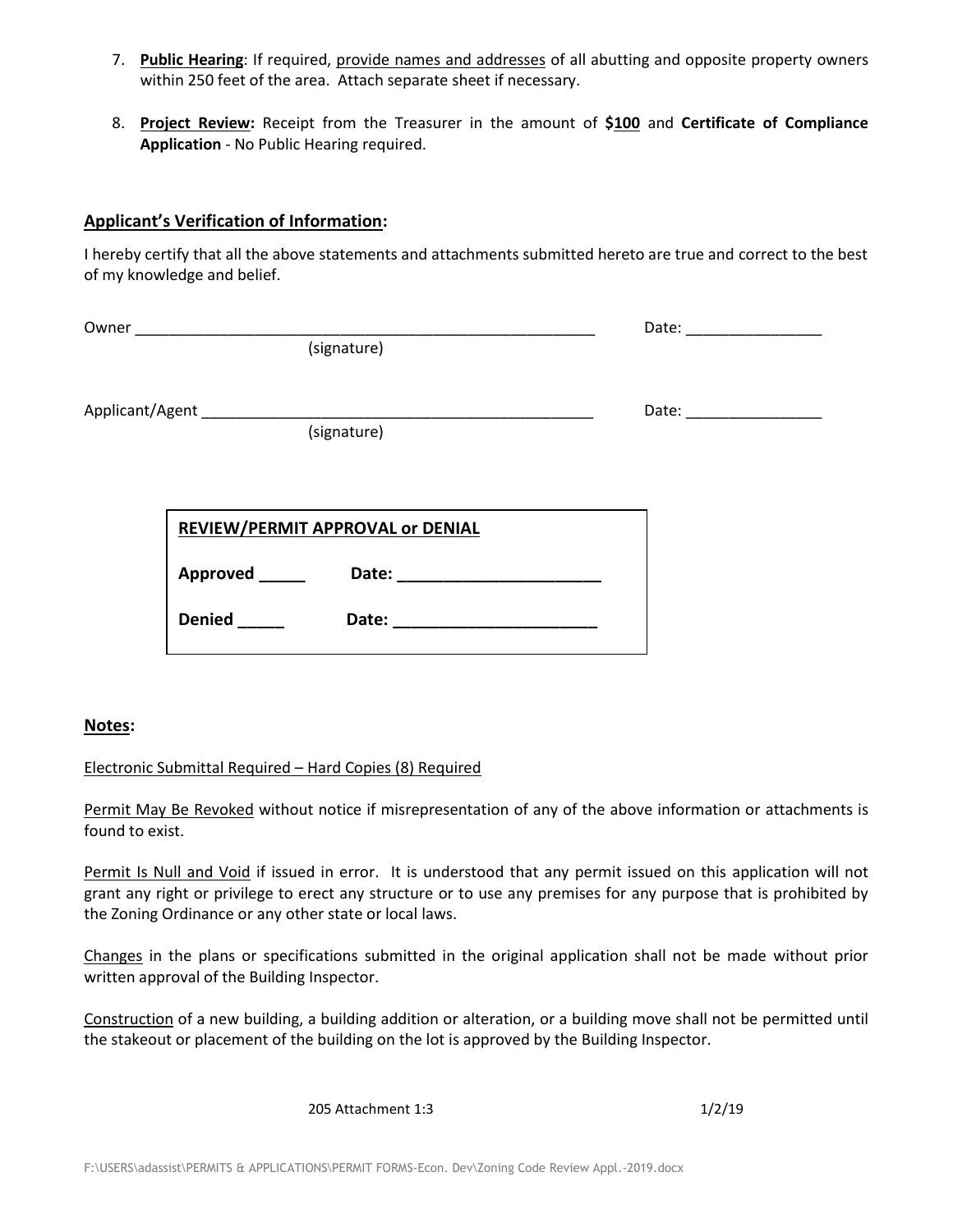7. **Public Hearing**: If required, provide names and addresses of all abutting and opposite property owners within 250 feet of the area. Attach separate sheet if necessary.

8. **Project Review:** Receipt from the Treasurer in the amount of **$100** and **Certificate of Compliance Application** - No Public Hearing required.

## Applicant's Verification of Information:

I hereby certify that all the above statements and attachments submitted hereto are true and correct to the best of my knowledge and belief.

Owner ________________________________________________________ Date: ________________
(signature)

Applicant/Agent ________________________________________________ Date: ________________
(signature)

| **REVIEW/PERMIT APPROVAL or DENIAL** | |
|---|---|
| **Approved _____** | **Date: ______________________** |
| **Denied _____** | **Date: ______________________** |

## Notes:

Electronic Submittal Required – Hard Copies (8) Required

Permit May Be Revoked without notice if misrepresentation of any of the above information or attachments is found to exist.

Permit Is Null and Void if issued in error. It is understood that any permit issued on this application will not grant any right or privilege to erect any structure or to use any premises for any purpose that is prohibited by the Zoning Ordinance or any other state or local laws.

Changes in the plans or specifications submitted in the original application shall not be made without prior written approval of the Building Inspector.

Construction of a new building, a building addition or alteration, or a building move shall not be permitted until the stakeout or placement of the building on the lot is approved by the Building Inspector.

205 Attachment 1:3 1/2/19

F:\USERS\adassist\PERMITS & APPLICATIONS\PERMIT FORMS-Econ. Dev\Zoning Code Review Appl.-2019.docx